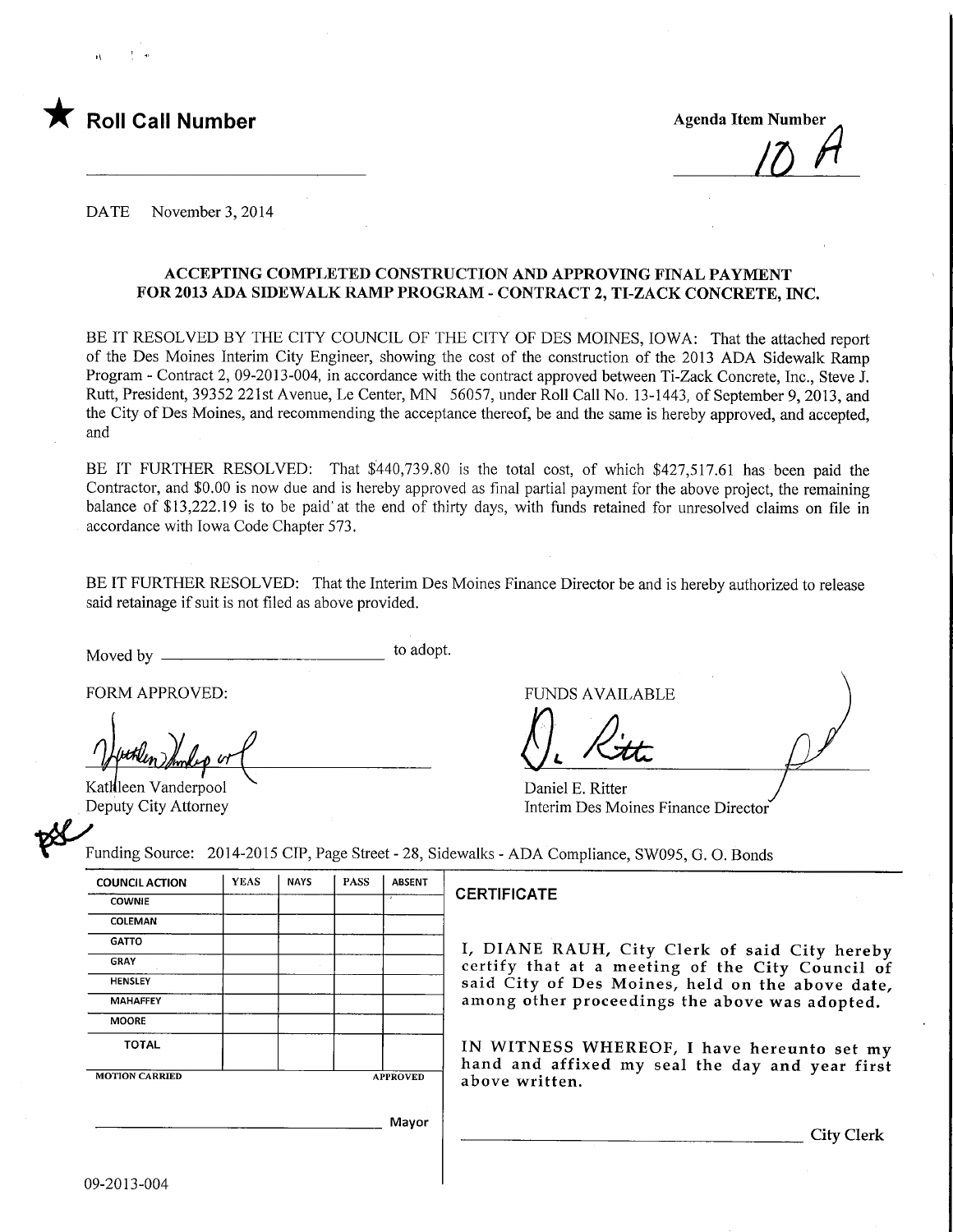★ **Roll Call Number**

**Agenda Item Number**

10 A

DATE November 3, 2014

### ACCEPTING COMPLETED CONSTRUCTION AND APPROVING FINAL PAYMENT FOR 2013 ADA SIDEWALK RAMP PROGRAM - CONTRACT 2, TI-ZACK CONCRETE, INC.

BE IT RESOLVED BY THE CITY COUNCIL OF THE CITY OF DES MOINES, IOWA: That the attached report of the Des Moines Interim City Engineer, showing the cost of the construction of the 2013 ADA Sidewalk Ramp Program - Contract 2, 09-2013-004, in accordance with the contract approved between Ti-Zack Concrete, Inc., Steve J. Rutt, President, 39352 221st Avenue, Le Center, MN 56057, under Roll Call No. 13-1443, of September 9, 2013, and the City of Des Moines, and recommending the acceptance thereof, be and the same is hereby approved, and accepted, and

BE IT FURTHER RESOLVED: That $440,739.80 is the total cost, of which $427,517.61 has been paid the Contractor, and $0.00 is now due and is hereby approved as final partial payment for the above project, the remaining balance of $13,222.19 is to be paid at the end of thirty days, with funds retained for unresolved claims on file in accordance with Iowa Code Chapter 573.

BE IT FURTHER RESOLVED: That the Interim Des Moines Finance Director be and is hereby authorized to release said retainage if suit is not filed as above provided.

Moved by ______________________ to adopt.

FORM APPROVED:

Kathleen Vanderpool
Deputy City Attorney

FUNDS AVAILABLE

Daniel E. Ritter
Interim Des Moines Finance Director

Funding Source: 2014-2015 CIP, Page Street - 28, Sidewalks - ADA Compliance, SW095, G. O. Bonds

| COUNCIL ACTION | YEAS | NAYS | PASS | ABSENT |
|---|---|---|---|---|
| COWNIE | | | | |
| COLEMAN | | | | |
| GATTO | | | | |
| GRAY | | | | |
| HENSLEY | | | | |
| MAHAFFEY | | | | |
| MOORE | | | | |
| TOTAL | | | | |

MOTION CARRIED APPROVED

______________________ Mayor

**CERTIFICATE**

I, DIANE RAUH, City Clerk of said City hereby certify that at a meeting of the City Council of said City of Des Moines, held on the above date, among other proceedings the above was adopted.

IN WITNESS WHEREOF, I have hereunto set my hand and affixed my seal the day and year first above written.

______________________ City Clerk

09-2013-004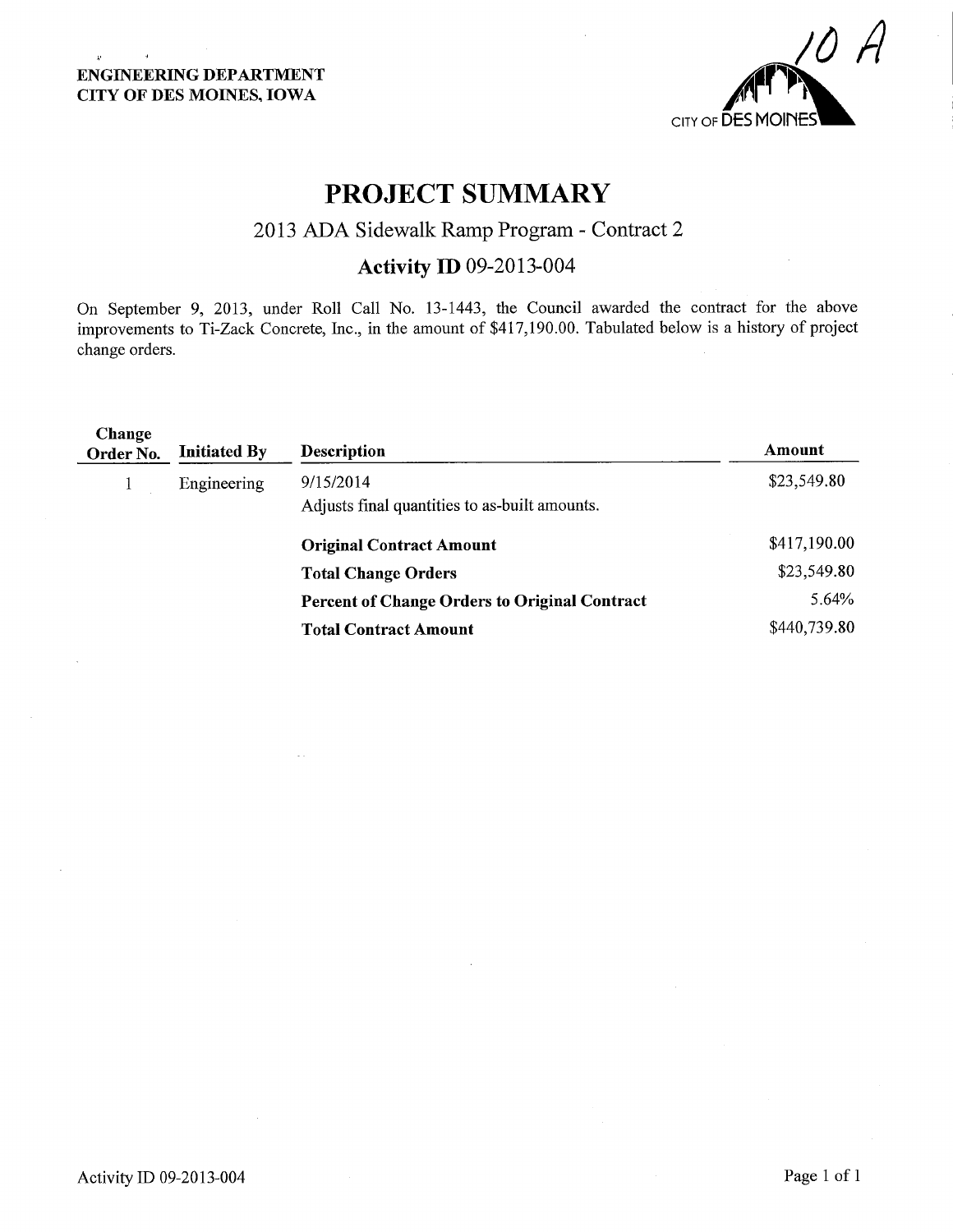ENGINEERING DEPARTMENT
CITY OF DES MOINES, IOWA

10 A

# PROJECT SUMMARY

## 2013 ADA Sidewalk Ramp Program - Contract 2

### Activity ID 09-2013-004

On September 9, 2013, under Roll Call No. 13-1443, the Council awarded the contract for the above improvements to Ti-Zack Concrete, Inc., in the amount of $417,190.00. Tabulated below is a history of project change orders.

| Change Order No. | Initiated By | Description | Amount |
|---|---|---|---|
| 1 | Engineering | 9/15/2014<br>Adjusts final quantities to as-built amounts. | $23,549.80 |
| | | **Original Contract Amount** | $417,190.00 |
| | | **Total Change Orders** | $23,549.80 |
| | | **Percent of Change Orders to Original Contract** | 5.64% |
| | | **Total Contract Amount** | $440,739.80 |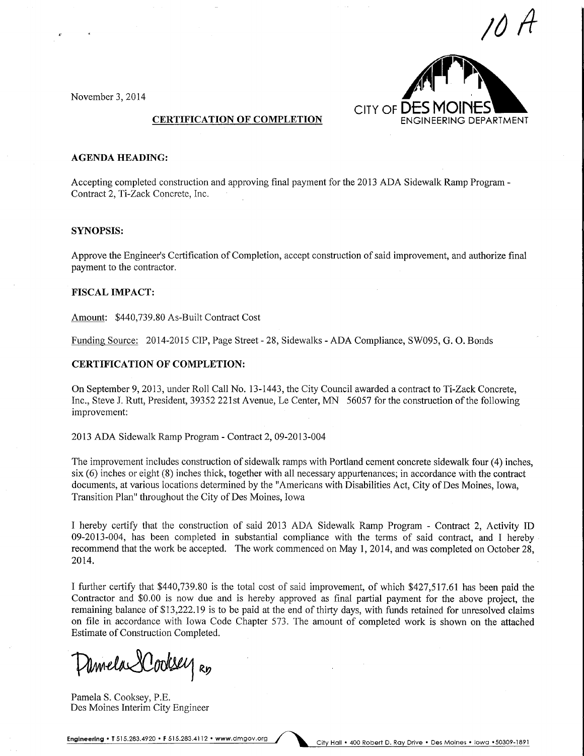10 A

November 3, 2014

CITY OF DES MOINES
ENGINEERING DEPARTMENT

**CERTIFICATION OF COMPLETION**

**AGENDA HEADING:**

Accepting completed construction and approving final payment for the 2013 ADA Sidewalk Ramp Program - Contract 2, Ti-Zack Concrete, Inc.

**SYNOPSIS:**

Approve the Engineer's Certification of Completion, accept construction of said improvement, and authorize final payment to the contractor.

**FISCAL IMPACT:**

Amount: $440,739.80 As-Built Contract Cost

Funding Source: 2014-2015 CIP, Page Street - 28, Sidewalks - ADA Compliance, SW095, G. O. Bonds

**CERTIFICATION OF COMPLETION:**

On September 9, 2013, under Roll Call No. 13-1443, the City Council awarded a contract to Ti-Zack Concrete, Inc., Steve J. Rutt, President, 39352 221st Avenue, Le Center, MN 56057 for the construction of the following improvement:

2013 ADA Sidewalk Ramp Program - Contract 2, 09-2013-004

The improvement includes construction of sidewalk ramps with Portland cement concrete sidewalk four (4) inches, six (6) inches or eight (8) inches thick, together with all necessary appurtenances; in accordance with the contract documents, at various locations determined by the "Americans with Disabilities Act, City of Des Moines, Iowa, Transition Plan" throughout the City of Des Moines, Iowa

I hereby certify that the construction of said 2013 ADA Sidewalk Ramp Program - Contract 2, Activity ID 09-2013-004, has been completed in substantial compliance with the terms of said contract, and I hereby recommend that the work be accepted. The work commenced on May 1, 2014, and was completed on October 28, 2014.

I further certify that $440,739.80 is the total cost of said improvement, of which $427,517.61 has been paid the Contractor and $0.00 is now due and is hereby approved as final partial payment for the above project, the remaining balance of $13,222.19 is to be paid at the end of thirty days, with funds retained for unresolved claims on file in accordance with Iowa Code Chapter 573. The amount of completed work is shown on the attached Estimate of Construction Completed.

Pamela S Cooksey RD

Pamela S. Cooksey, P.E.
Des Moines Interim City Engineer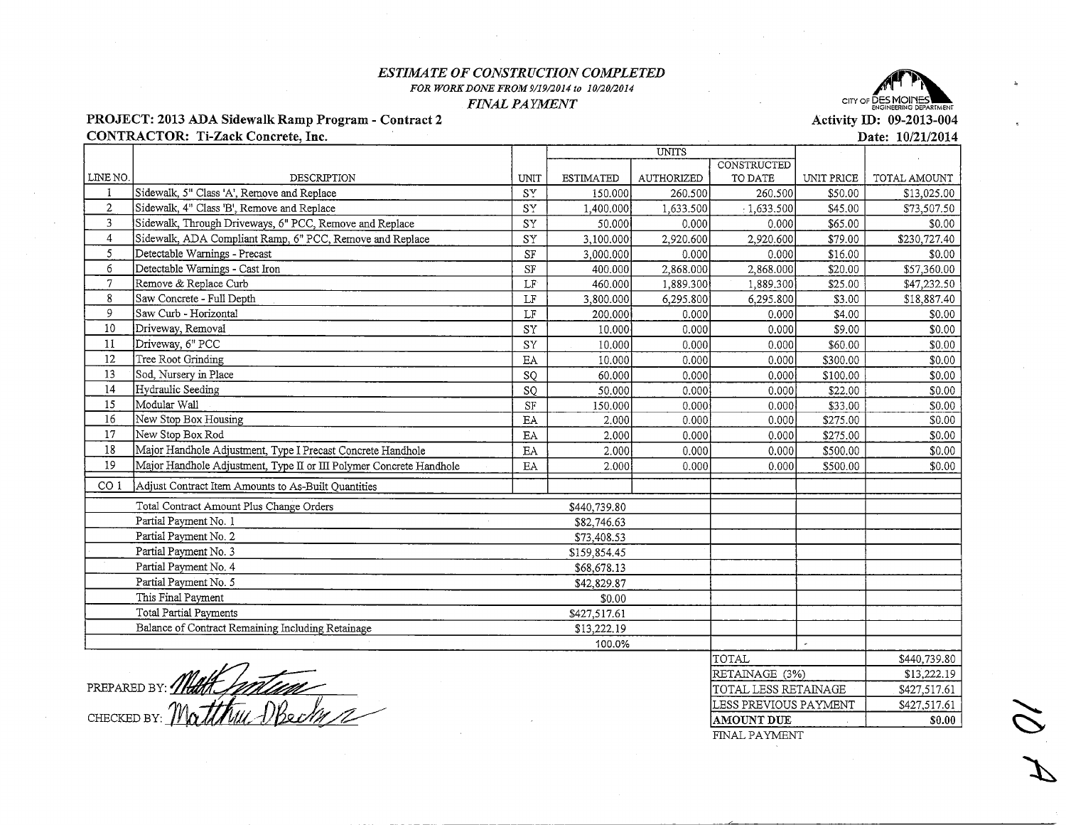## *ESTIMATE OF CONSTRUCTION COMPLETED*

*FOR WORK DONE FROM 9/19/2014 to 10/20/2014*

*FINAL PAYMENT*

CITY OF DES MOINES ENGINEERING DEPARTMENT

**PROJECT: 2013 ADA Sidewalk Ramp Program - Contract 2**

**CONTRACTOR: Ti-Zack Concrete, Inc.**

**Activity ID: 09-2013-004**

**Date: 10/21/2014**

| LINE NO. | DESCRIPTION | UNIT | UNITS ESTIMATED | UNITS AUTHORIZED | UNITS CONSTRUCTED TO DATE | UNIT PRICE | TOTAL AMOUNT |
|---|---|---|---|---|---|---|---|
| 1 | Sidewalk, 5" Class 'A', Remove and Replace | SY | 150.000 | 260.500 | 260.500 | $50.00 | $13,025.00 |
| 2 | Sidewalk, 4" Class 'B', Remove and Replace | SY | 1,400.000 | 1,633.500 | 1,633.500 | $45.00 | $73,507.50 |
| 3 | Sidewalk, Through Driveways, 6" PCC, Remove and Replace | SY | 50.000 | 0.000 | 0.000 | $65.00 | $0.00 |
| 4 | Sidewalk, ADA Compliant Ramp, 6" PCC, Remove and Replace | SY | 3,100.000 | 2,920.600 | 2,920.600 | $79.00 | $230,727.40 |
| 5 | Detectable Warnings - Precast | SF | 3,000.000 | 0.000 | 0.000 | $16.00 | $0.00 |
| 6 | Detectable Warnings - Cast Iron | SF | 400.000 | 2,868.000 | 2,868.000 | $20.00 | $57,360.00 |
| 7 | Remove & Replace Curb | LF | 460.000 | 1,889.300 | 1,889.300 | $25.00 | $47,232.50 |
| 8 | Saw Concrete - Full Depth | LF | 3,800.000 | 6,295.800 | 6,295.800 | $3.00 | $18,887.40 |
| 9 | Saw Curb - Horizontal | LF | 200.000 | 0.000 | 0.000 | $4.00 | $0.00 |
| 10 | Driveway, Removal | SY | 10.000 | 0.000 | 0.000 | $9.00 | $0.00 |
| 11 | Driveway, 6" PCC | SY | 10.000 | 0.000 | 0.000 | $60.00 | $0.00 |
| 12 | Tree Root Grinding | EA | 10.000 | 0.000 | 0.000 | $300.00 | $0.00 |
| 13 | Sod, Nursery in Place | SQ | 60.000 | 0.000 | 0.000 | $100.00 | $0.00 |
| 14 | Hydraulic Seeding | SQ | 50.000 | 0.000 | 0.000 | $22.00 | $0.00 |
| 15 | Modular Wall | SF | 150.000 | 0.000 | 0.000 | $33.00 | $0.00 |
| 16 | New Stop Box Housing | EA | 2.000 | 0.000 | 0.000 | $275.00 | $0.00 |
| 17 | New Stop Box Rod | EA | 2.000 | 0.000 | 0.000 | $275.00 | $0.00 |
| 18 | Major Handhole Adjustment, Type I Precast Concrete Handhole | EA | 2.000 | 0.000 | 0.000 | $500.00 | $0.00 |
| 19 | Major Handhole Adjustment, Type II or III Polymer Concrete Handhole | EA | 2.000 | 0.000 | 0.000 | $500.00 | $0.00 |
| CO 1 | Adjust Contract Item Amounts to As-Built Quantities | | | | | | |
| | Total Contract Amount Plus Change Orders | | $440,739.80 | | | | |
| | Partial Payment No. 1 | | $82,746.63 | | | | |
| | Partial Payment No. 2 | | $73,408.53 | | | | |
| | Partial Payment No. 3 | | $159,854.45 | | | | |
| | Partial Payment No. 4 | | $68,678.13 | | | | |
| | Partial Payment No. 5 | | $42,829.87 | | | | |
| | This Final Payment | | $0.00 | | | | |
| | Total Partial Payments | | $427,517.61 | | | | |
| | Balance of Contract Remaining Including Retainage | | $13,222.19 | | | | |
| | | | 100.0% | | | | |

| | |
|---|---|
| TOTAL | $440,739.80 |
| RETAINAGE (3%) | $13,222.19 |
| TOTAL LESS RETAINAGE | $427,517.61 |
| LESS PREVIOUS PAYMENT | $427,517.61 |
| **AMOUNT DUE** | **$0.00** |

FINAL PAYMENT

PREPARED BY: Matt Fontana

CHECKED BY: Matthew D Becker

10 A